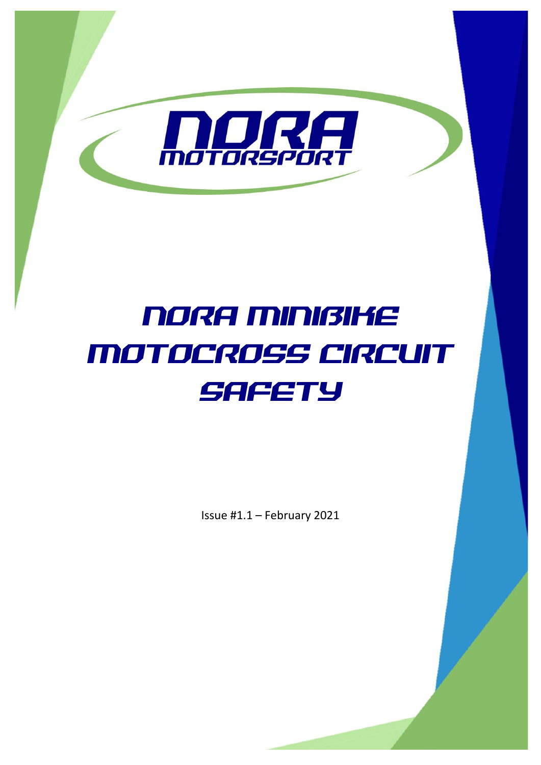NORA MOTORSPORT

# NORA MINIBIKE MOTOCROSS CIRCUIT SAFETY

Issue #1.1 – February 2021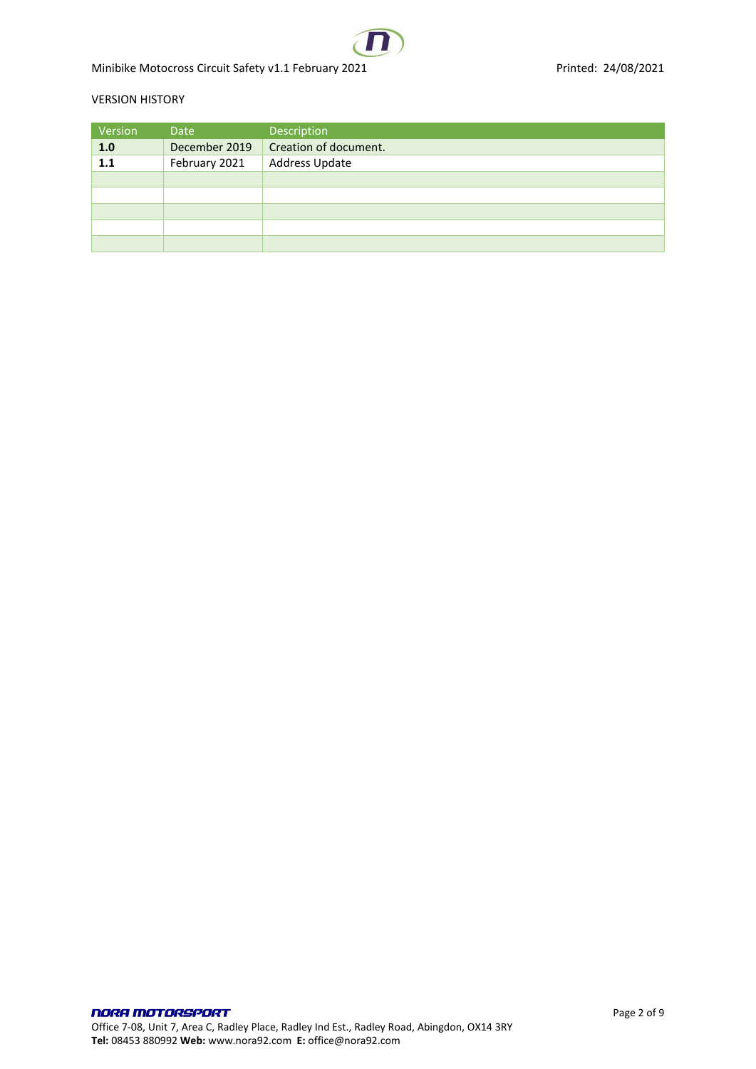VERSION HISTORY

| Version | Date | Description |
| --- | --- | --- |
| **1.0** | December 2019 | Creation of document. |
| **1.1** | February 2021 | Address Update |
| | | |
| | | |
| | | |
| | | |
| | | |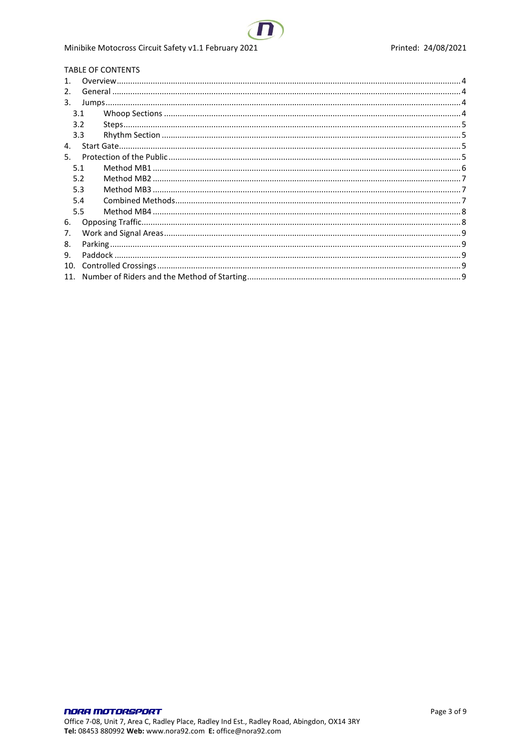TABLE OF CONTENTS

1. Overview ... 4
2. General ... 4
3. Jumps ... 4
   - 3.1 Whoop Sections ... 4
   - 3.2 Steps ... 5
   - 3.3 Rhythm Section ... 5
4. Start Gate ... 5
5. Protection of the Public ... 5
   - 5.1 Method MB1 ... 6
   - 5.2 Method MB2 ... 7
   - 5.3 Method MB3 ... 7
   - 5.4 Combined Methods ... 7
   - 5.5 Method MB4 ... 8
6. Opposing Traffic ... 8
7. Work and Signal Areas ... 9
8. Parking ... 9
9. Paddock ... 9
10. Controlled Crossings ... 9
11. Number of Riders and the Method of Starting ... 9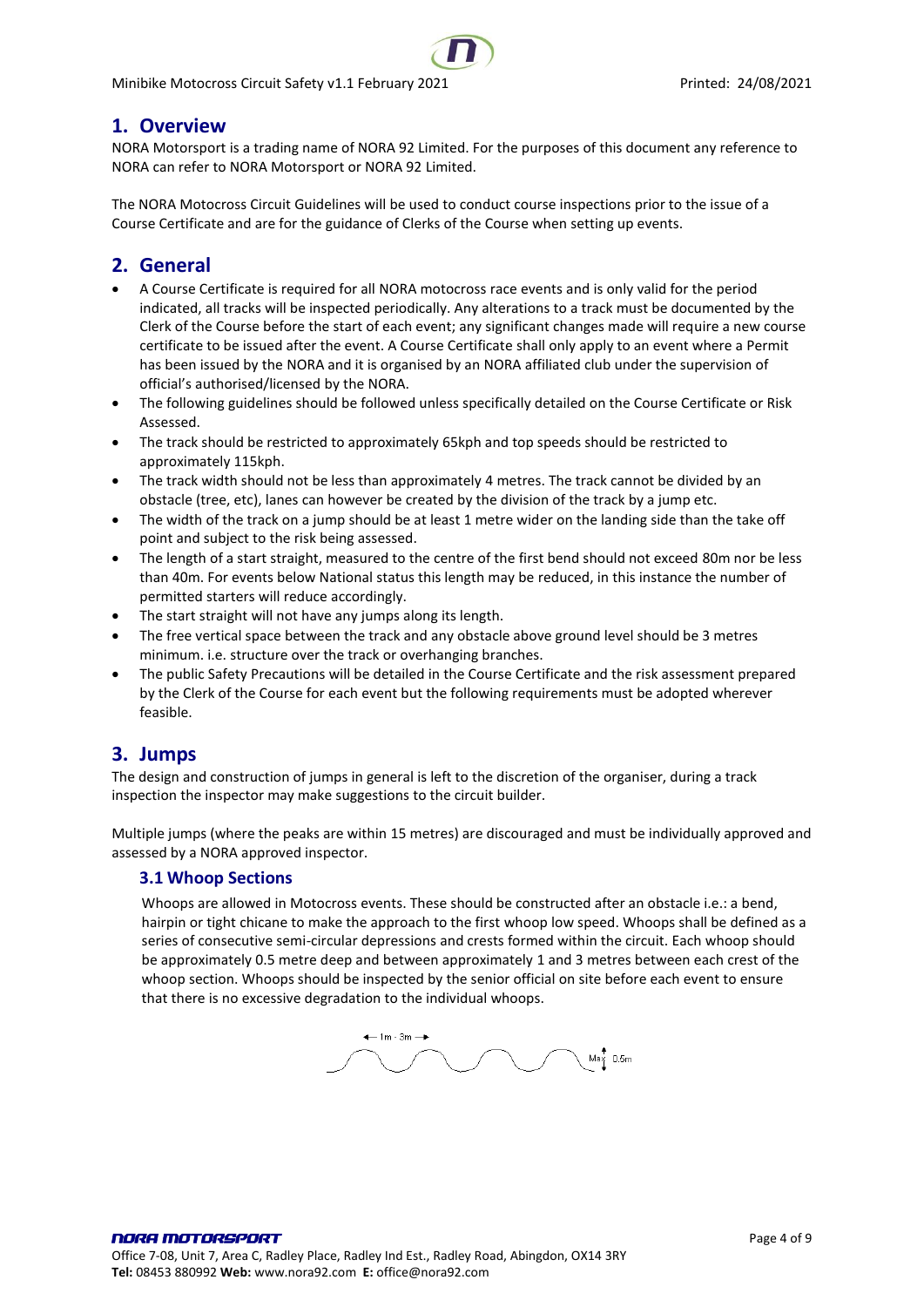## 1. Overview

NORA Motorsport is a trading name of NORA 92 Limited. For the purposes of this document any reference to NORA can refer to NORA Motorsport or NORA 92 Limited.

The NORA Motocross Circuit Guidelines will be used to conduct course inspections prior to the issue of a Course Certificate and are for the guidance of Clerks of the Course when setting up events.

## 2. General

- A Course Certificate is required for all NORA motocross race events and is only valid for the period indicated, all tracks will be inspected periodically. Any alterations to a track must be documented by the Clerk of the Course before the start of each event; any significant changes made will require a new course certificate to be issued after the event. A Course Certificate shall only apply to an event where a Permit has been issued by the NORA and it is organised by an NORA affiliated club under the supervision of official's authorised/licensed by the NORA.
- The following guidelines should be followed unless specifically detailed on the Course Certificate or Risk Assessed.
- The track should be restricted to approximately 65kph and top speeds should be restricted to approximately 115kph.
- The track width should not be less than approximately 4 metres. The track cannot be divided by an obstacle (tree, etc), lanes can however be created by the division of the track by a jump etc.
- The width of the track on a jump should be at least 1 metre wider on the landing side than the take off point and subject to the risk being assessed.
- The length of a start straight, measured to the centre of the first bend should not exceed 80m nor be less than 40m. For events below National status this length may be reduced, in this instance the number of permitted starters will reduce accordingly.
- The start straight will not have any jumps along its length.
- The free vertical space between the track and any obstacle above ground level should be 3 metres minimum. i.e. structure over the track or overhanging branches.
- The public Safety Precautions will be detailed in the Course Certificate and the risk assessment prepared by the Clerk of the Course for each event but the following requirements must be adopted wherever feasible.

## 3. Jumps

The design and construction of jumps in general is left to the discretion of the organiser, during a track inspection the inspector may make suggestions to the circuit builder.

Multiple jumps (where the peaks are within 15 metres) are discouraged and must be individually approved and assessed by a NORA approved inspector.

### 3.1 Whoop Sections

Whoops are allowed in Motocross events. These should be constructed after an obstacle i.e.: a bend, hairpin or tight chicane to make the approach to the first whoop low speed. Whoops shall be defined as a series of consecutive semi-circular depressions and crests formed within the circuit. Each whoop should be approximately 0.5 metre deep and between approximately 1 and 3 metres between each crest of the whoop section. Whoops should be inspected by the senior official on site before each event to ensure that there is no excessive degradation to the individual whoops.

1m - 3m

Max 0.5m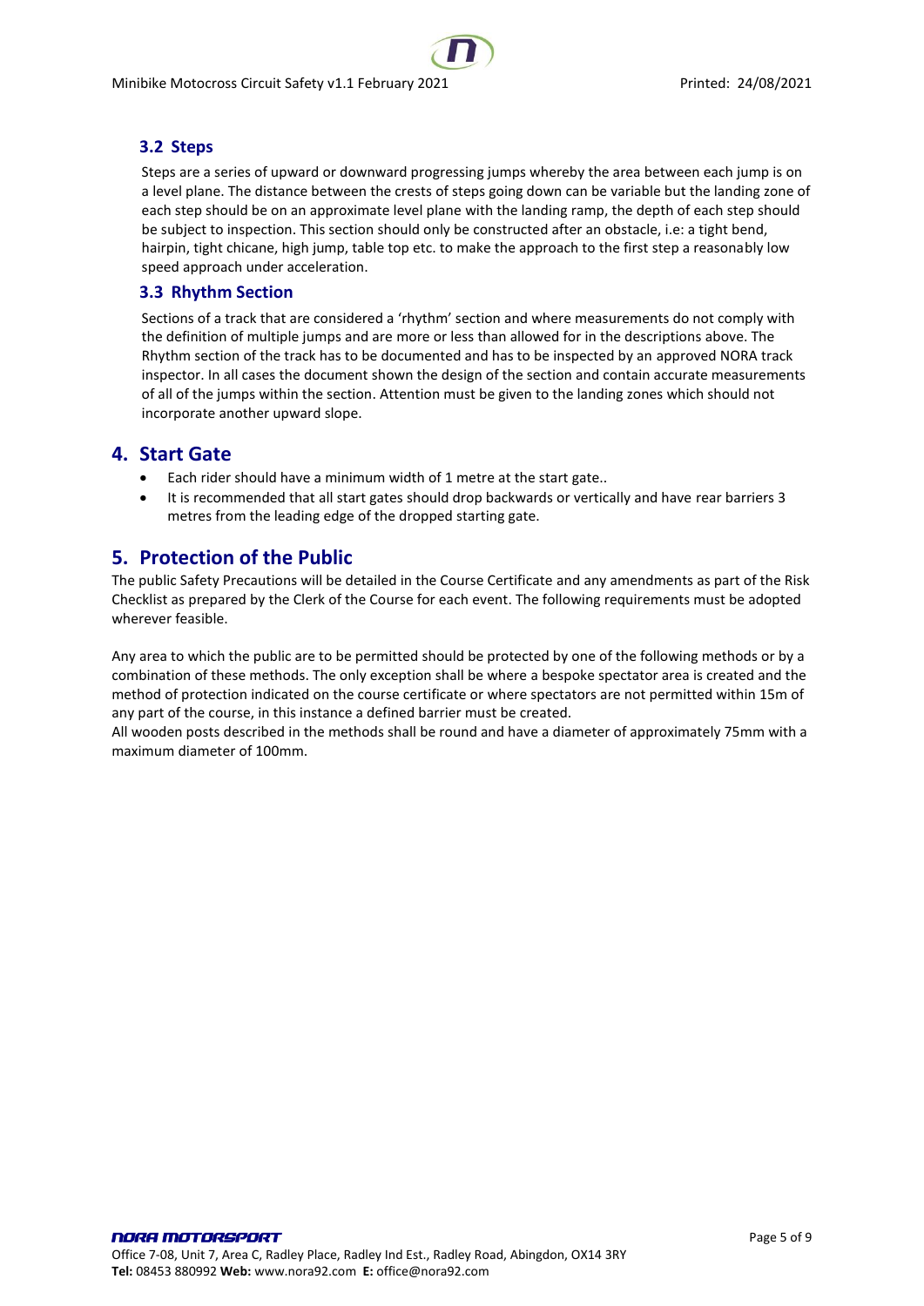### 3.2 Steps

Steps are a series of upward or downward progressing jumps whereby the area between each jump is on a level plane. The distance between the crests of steps going down can be variable but the landing zone of each step should be on an approximate level plane with the landing ramp, the depth of each step should be subject to inspection. This section should only be constructed after an obstacle, i.e: a tight bend, hairpin, tight chicane, high jump, table top etc. to make the approach to the first step a reasonably low speed approach under acceleration.

### 3.3 Rhythm Section

Sections of a track that are considered a 'rhythm' section and where measurements do not comply with the definition of multiple jumps and are more or less than allowed for in the descriptions above. The Rhythm section of the track has to be documented and has to be inspected by an approved NORA track inspector. In all cases the document shown the design of the section and contain accurate measurements of all of the jumps within the section. Attention must be given to the landing zones which should not incorporate another upward slope.

## 4. Start Gate

- Each rider should have a minimum width of 1 metre at the start gate..
- It is recommended that all start gates should drop backwards or vertically and have rear barriers 3 metres from the leading edge of the dropped starting gate.

## 5. Protection of the Public

The public Safety Precautions will be detailed in the Course Certificate and any amendments as part of the Risk Checklist as prepared by the Clerk of the Course for each event. The following requirements must be adopted wherever feasible.

Any area to which the public are to be permitted should be protected by one of the following methods or by a combination of these methods. The only exception shall be where a bespoke spectator area is created and the method of protection indicated on the course certificate or where spectators are not permitted within 15m of any part of the course, in this instance a defined barrier must be created.
All wooden posts described in the methods shall be round and have a diameter of approximately 75mm with a maximum diameter of 100mm.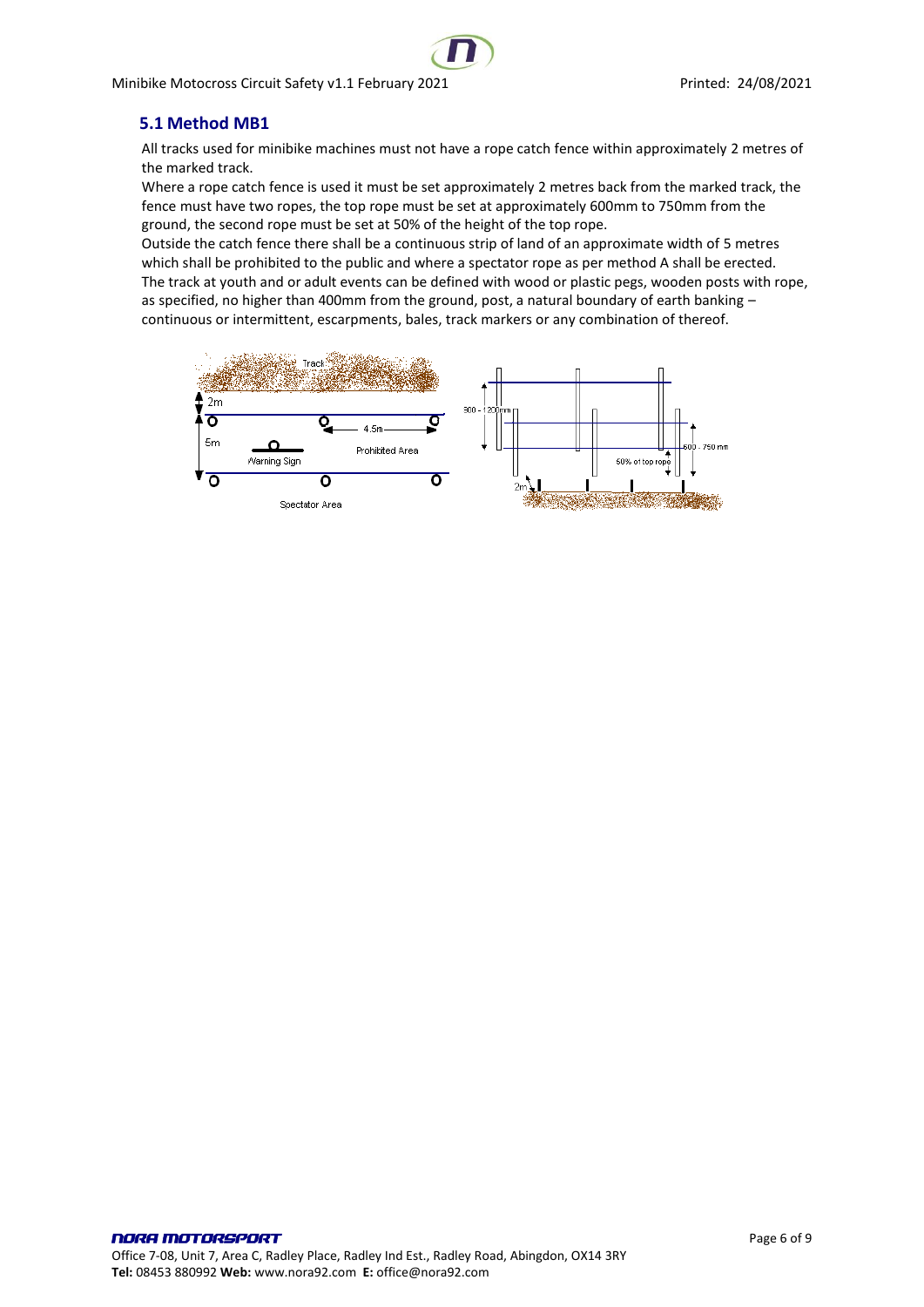## 5.1 Method MB1

All tracks used for minibike machines must not have a rope catch fence within approximately 2 metres of the marked track.

Where a rope catch fence is used it must be set approximately 2 metres back from the marked track, the fence must have two ropes, the top rope must be set at approximately 600mm to 750mm from the ground, the second rope must be set at 50% of the height of the top rope.

Outside the catch fence there shall be a continuous strip of land of an approximate width of 5 metres which shall be prohibited to the public and where a spectator rope as per method A shall be erected.

The track at youth and or adult events can be defined with wood or plastic pegs, wooden posts with rope, as specified, no higher than 400mm from the ground, post, a natural boundary of earth banking – continuous or intermittent, escarpments, bales, track markers or any combination of thereof.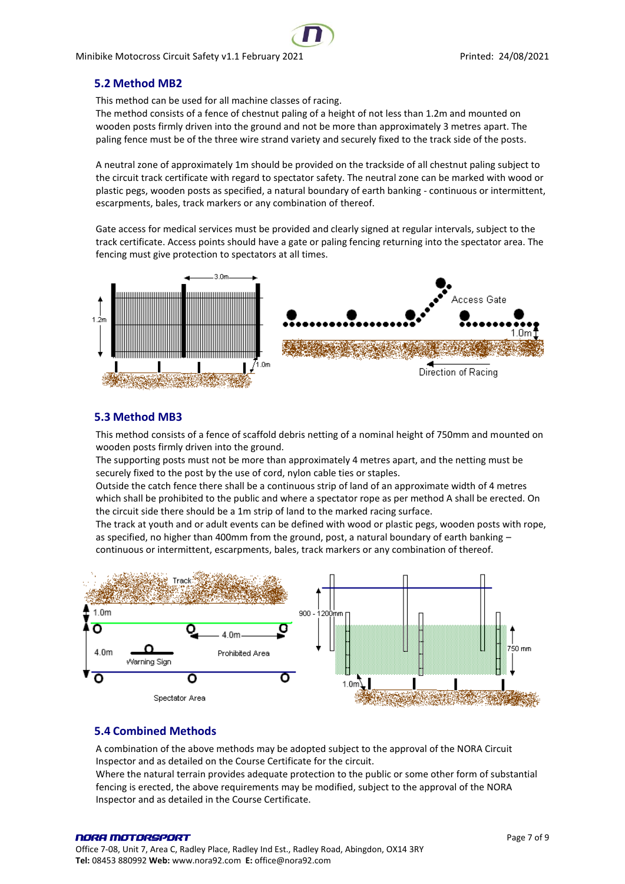## 5.2 Method MB2

This method can be used for all machine classes of racing.
The method consists of a fence of chestnut paling of a height of not less than 1.2m and mounted on wooden posts firmly driven into the ground and not be more than approximately 3 metres apart. The paling fence must be of the three wire strand variety and securely fixed to the track side of the posts.

A neutral zone of approximately 1m should be provided on the trackside of all chestnut paling subject to the circuit track certificate with regard to spectator safety. The neutral zone can be marked with wood or plastic pegs, wooden posts as specified, a natural boundary of earth banking - continuous or intermittent, escarpments, bales, track markers or any combination of thereof.

Gate access for medical services must be provided and clearly signed at regular intervals, subject to the track certificate. Access points should have a gate or paling fencing returning into the spectator area. The fencing must give protection to spectators at all times.

## 5.3 Method MB3

This method consists of a fence of scaffold debris netting of a nominal height of 750mm and mounted on wooden posts firmly driven into the ground.
The supporting posts must not be more than approximately 4 metres apart, and the netting must be securely fixed to the post by the use of cord, nylon cable ties or staples.
Outside the catch fence there shall be a continuous strip of land of an approximate width of 4 metres which shall be prohibited to the public and where a spectator rope as per method A shall be erected. On the circuit side there should be a 1m strip of land to the marked racing surface.
The track at youth and or adult events can be defined with wood or plastic pegs, wooden posts with rope, as specified, no higher than 400mm from the ground, post, a natural boundary of earth banking – continuous or intermittent, escarpments, bales, track markers or any combination of thereof.

## 5.4 Combined Methods

A combination of the above methods may be adopted subject to the approval of the NORA Circuit Inspector and as detailed on the Course Certificate for the circuit.
Where the natural terrain provides adequate protection to the public or some other form of substantial fencing is erected, the above requirements may be modified, subject to the approval of the NORA Inspector and as detailed in the Course Certificate.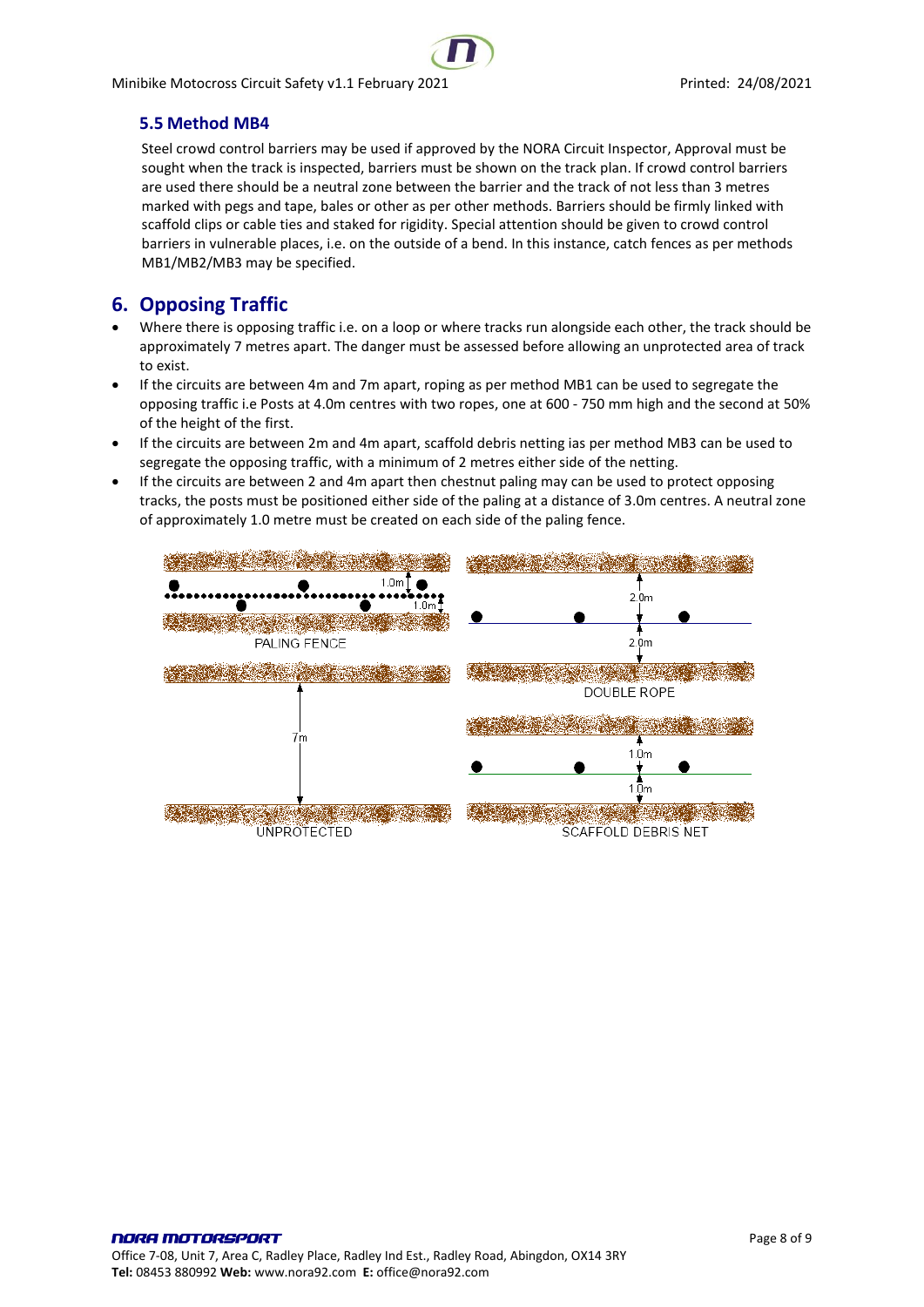### 5.5 Method MB4

Steel crowd control barriers may be used if approved by the NORA Circuit Inspector, Approval must be sought when the track is inspected, barriers must be shown on the track plan. If crowd control barriers are used there should be a neutral zone between the barrier and the track of not less than 3 metres marked with pegs and tape, bales or other as per other methods. Barriers should be firmly linked with scaffold clips or cable ties and staked for rigidity. Special attention should be given to crowd control barriers in vulnerable places, i.e. on the outside of a bend. In this instance, catch fences as per methods MB1/MB2/MB3 may be specified.

## 6. Opposing Traffic

- Where there is opposing traffic i.e. on a loop or where tracks run alongside each other, the track should be approximately 7 metres apart. The danger must be assessed before allowing an unprotected area of track to exist.
- If the circuits are between 4m and 7m apart, roping as per method MB1 can be used to segregate the opposing traffic i.e Posts at 4.0m centres with two ropes, one at 600 - 750 mm high and the second at 50% of the height of the first.
- If the circuits are between 2m and 4m apart, scaffold debris netting ias per method MB3 can be used to segregate the opposing traffic, with a minimum of 2 metres either side of the netting.
- If the circuits are between 2 and 4m apart then chestnut paling may can be used to protect opposing tracks, the posts must be positioned either side of the paling at a distance of 3.0m centres. A neutral zone of approximately 1.0 metre must be created on each side of the paling fence.

1.0m 1.0m PALING FENCE

2.0m 2.0m DOUBLE ROPE

7m UNPROTECTED

1.0m 1.0m SCAFFOLD DEBRIS NET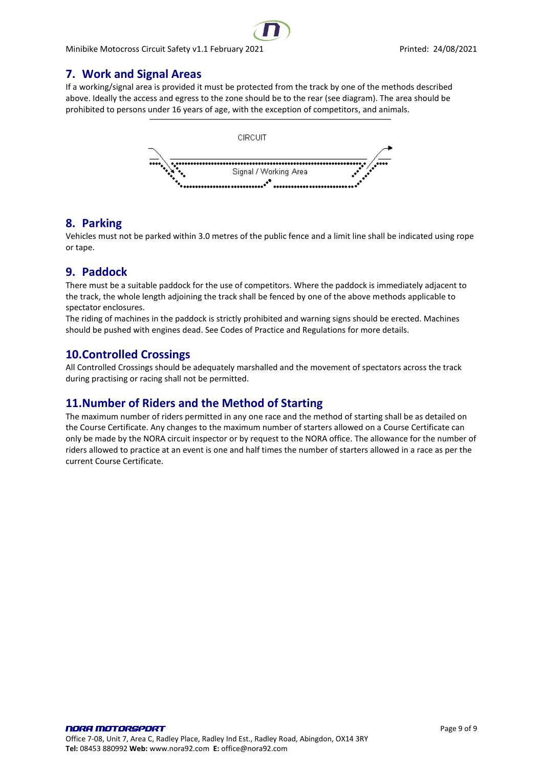## 7. Work and Signal Areas

If a working/signal area is provided it must be protected from the track by one of the methods described above. Ideally the access and egress to the zone should be to the rear (see diagram). The area should be prohibited to persons under 16 years of age, with the exception of competitors, and animals.

CIRCUIT

Signal / Working Area

## 8. Parking

Vehicles must not be parked within 3.0 metres of the public fence and a limit line shall be indicated using rope or tape.

## 9. Paddock

There must be a suitable paddock for the use of competitors. Where the paddock is immediately adjacent to the track, the whole length adjoining the track shall be fenced by one of the above methods applicable to spectator enclosures.

The riding of machines in the paddock is strictly prohibited and warning signs should be erected. Machines should be pushed with engines dead. See Codes of Practice and Regulations for more details.

## 10. Controlled Crossings

All Controlled Crossings should be adequately marshalled and the movement of spectators across the track during practising or racing shall not be permitted.

## 11. Number of Riders and the Method of Starting

The maximum number of riders permitted in any one race and the method of starting shall be as detailed on the Course Certificate. Any changes to the maximum number of starters allowed on a Course Certificate can only be made by the NORA circuit inspector or by request to the NORA office. The allowance for the number of riders allowed to practice at an event is one and half times the number of starters allowed in a race as per the current Course Certificate.